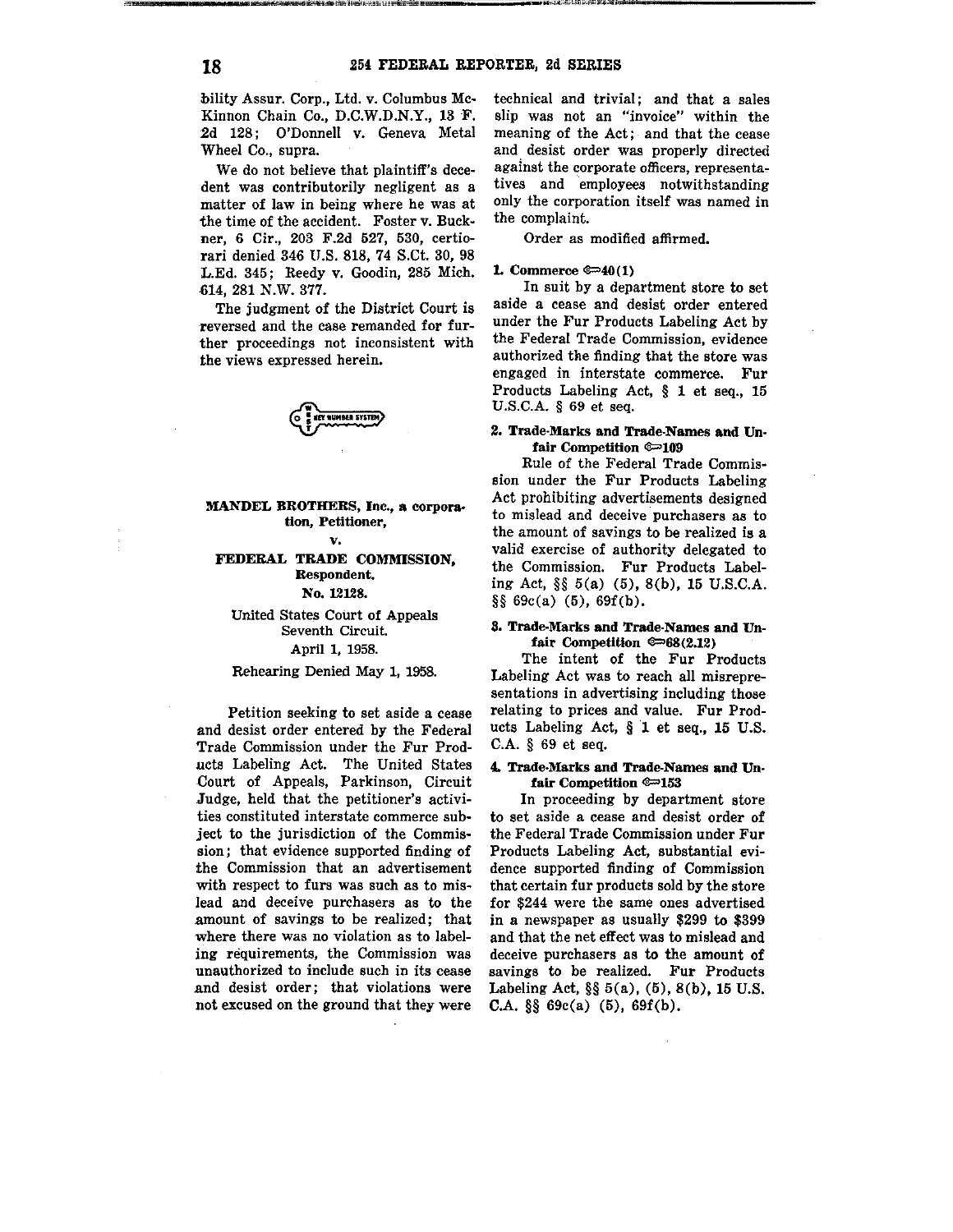bility Assur. Corp., Ltd. v. Columbus McKinnon Chain Co., D.C.W.D.N.Y., 13 F. 2d 128; O'Donnell v. Geneva Metal Wheel Co., supra.

We do not believe that plaintiff's decedent was contributorily negligent as a matter of law in being where he was at the time of the accident. Foster v. Buckner, 6 Cir., 203 F.2d 527, 530, certiorari denied 346 U.S. 818, 74 S.Ct. 30, 98 L.Ed. 345; Reedy v. Goodin, 285 Mich. 614, 281 N.W. 377.

The judgment of the District Court is reversed and the case remanded for further proceedings not inconsistent with the views expressed herein.

**MANDEL BROTHERS, Inc., a corporation, Petitioner,**

**v.**

**FEDERAL TRADE COMMISSION, Respondent.**

**No. 12128.**

United States Court of Appeals Seventh Circuit.

April 1, 1958.

Rehearing Denied May 1, 1958.

Petition seeking to set aside a cease and desist order entered by the Federal Trade Commission under the Fur Products Labeling Act. The United States Court of Appeals, Parkinson, Circuit Judge, held that the petitioner's activities constituted interstate commerce subject to the jurisdiction of the Commission; that evidence supported finding of the Commission that an advertisement with respect to furs was such as to mislead and deceive purchasers as to the amount of savings to be realized; that where there was no violation as to labeling requirements, the Commission was unauthorized to include such in its cease and desist order; that violations were not excused on the ground that they were technical and trivial; and that a sales slip was not an "invoice" within the meaning of the Act; and that the cease and desist order was properly directed against the corporate officers, representatives and employees notwithstanding only the corporation itself was named in the complaint.

Order as modified affirmed.

**1. Commerce ⚷40(1)**

In suit by a department store to set aside a cease and desist order entered under the Fur Products Labeling Act by the Federal Trade Commission, evidence authorized the finding that the store was engaged in interstate commerce. Fur Products Labeling Act, § 1 et seq., 15 U.S.C.A. § 69 et seq.

**2. Trade-Marks and Trade-Names and Unfair Competition ⚷109**

Rule of the Federal Trade Commission under the Fur Products Labeling Act prohibiting advertisements designed to mislead and deceive purchasers as to the amount of savings to be realized is a valid exercise of authority delegated to the Commission. Fur Products Labeling Act, §§ 5(a) (5), 8(b), 15 U.S.C.A. §§ 69c(a) (5), 69f(b).

**3. Trade-Marks and Trade-Names and Unfair Competition ⚷68(2.12)**

The intent of the Fur Products Labeling Act was to reach all misrepresentations in advertising including those relating to prices and value. Fur Products Labeling Act, § 1 et seq., 15 U.S. C.A. § 69 et seq.

**4. Trade-Marks and Trade-Names and Unfair Competition ⚷153**

In proceeding by department store to set aside a cease and desist order of the Federal Trade Commission under Fur Products Labeling Act, substantial evidence supported finding of Commission that certain fur products sold by the store for $244 were the same ones advertised in a newspaper as usually $299 to $399 and that the net effect was to mislead and deceive purchasers as to the amount of savings to be realized. Fur Products Labeling Act, §§ 5(a), (5), 8(b), 15 U.S. C.A. §§ 69c(a) (5), 69f(b).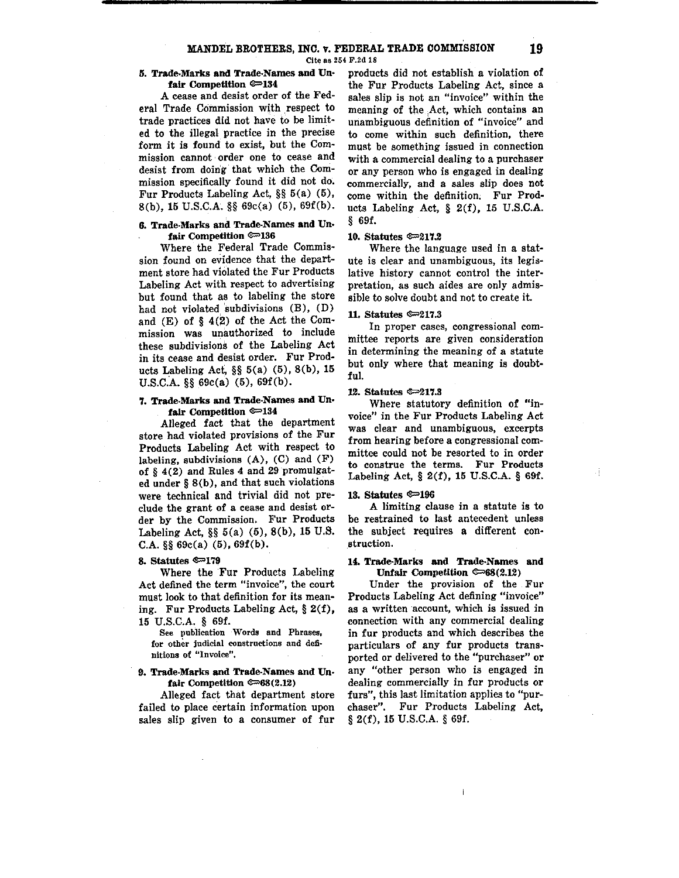**5. Trade-Marks and Trade-Names and Unfair Competition ⟹134**

A cease and desist order of the Federal Trade Commission with respect to trade practices did not have to be limited to the illegal practice in the precise form it is found to exist, but the Commission cannot order one to cease and desist from doing that which the Commission specifically found it did not do. Fur Products Labeling Act, §§ 5(a) (5), 8(b), 15 U.S.C.A. §§ 69c(a) (5), 69f(b).

**6. Trade-Marks and Trade-Names and Unfair Competition ⟹136**

Where the Federal Trade Commission found on evidence that the department store had violated the Fur Products Labeling Act with respect to advertising but found that as to labeling the store had not violated subdivisions (B), (D) and (E) of § 4(2) of the Act the Commission was unauthorized to include these subdivisions of the Labeling Act in its cease and desist order. Fur Products Labeling Act, §§ 5(a) (5), 8(b), 15 U.S.C.A. §§ 69c(a) (5), 69f(b).

**7. Trade-Marks and Trade-Names and Unfair Competition ⟹134**

Alleged fact that the department store had violated provisions of the Fur Products Labeling Act with respect to labeling, subdivisions (A), (C) and (F) of § 4(2) and Rules 4 and 29 promulgated under § 8(b), and that such violations were technical and trivial did not preclude the grant of a cease and desist order by the Commission. Fur Products Labeling Act, §§ 5(a) (5), 8(b), 15 U.S.C.A. §§ 69c(a) (5), 69f(b).

**8. Statutes ⟹179**

Where the Fur Products Labeling Act defined the term "invoice", the court must look to that definition for its meaning. Fur Products Labeling Act, § 2(f), 15 U.S.C.A. § 69f.

See publication Words and Phrases, for other judicial constructions and definitions of "Invoice".

**9. Trade-Marks and Trade-Names and Unfair Competition ⟹68(2.12)**

Alleged fact that department store failed to place certain information upon sales slip given to a consumer of fur products did not establish a violation of the Fur Products Labeling Act, since a sales slip is not an "invoice" within the meaning of the Act, which contains an unambiguous definition of "invoice" and to come within such definition, there must be something issued in connection with a commercial dealing to a purchaser or any person who is engaged in dealing commercially, and a sales slip does not come within the definition. Fur Products Labeling Act, § 2(f), 15 U.S.C.A. § 69f.

**10. Statutes ⟹217.2**

Where the language used in a statute is clear and unambiguous, its legislative history cannot control the interpretation, as such aides are only admissible to solve doubt and not to create it.

**11. Statutes ⟹217.3**

In proper cases, congressional committee reports are given consideration in determining the meaning of a statute but only where that meaning is doubtful.

**12. Statutes ⟹217.3**

Where statutory definition of "invoice" in the Fur Products Labeling Act was clear and unambiguous, excerpts from hearing before a congressional committee could not be resorted to in order to construe the terms. Fur Products Labeling Act, § 2(f), 15 U.S.C.A. § 69f.

**13. Statutes ⟹196**

A limiting clause in a statute is to be restrained to last antecedent unless the subject requires a different construction.

**14. Trade-Marks and Trade-Names and Unfair Competition ⟹68(2.12)**

Under the provision of the Fur Products Labeling Act defining "invoice" as a written account, which is issued in connection with any commercial dealing in fur products and which describes the particulars of any fur products transported or delivered to the "purchaser" or any "other person who is engaged in dealing commercially in fur products or furs", this last limitation applies to "purchaser". Fur Products Labeling Act, § 2(f), 15 U.S.C.A. § 69f.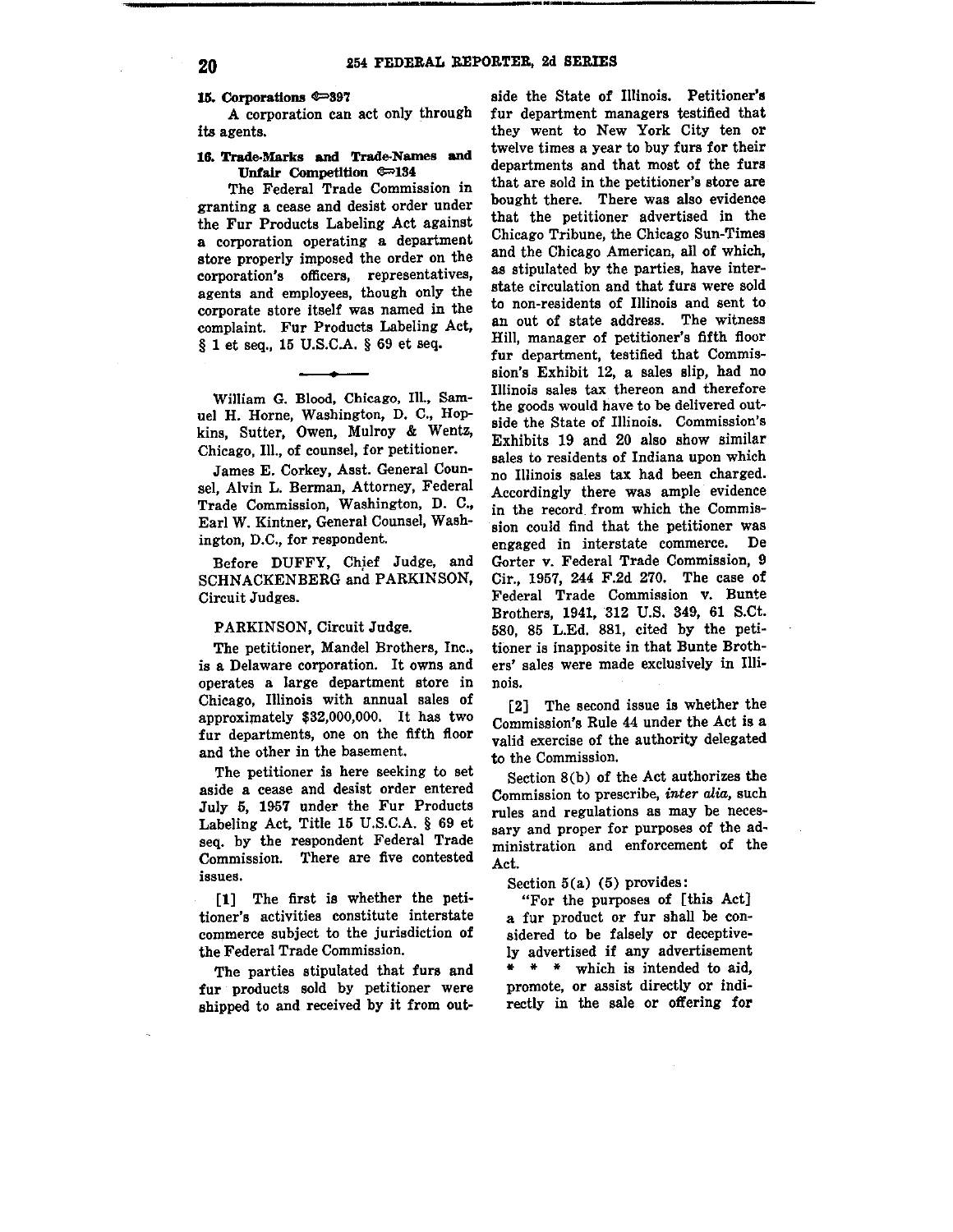**15. Corporations ⚷397**

A corporation can act only through its agents.

**16. Trade-Marks and Trade-Names and Unfair Competition ⚷134**

The Federal Trade Commission in granting a cease and desist order under the Fur Products Labeling Act against a corporation operating a department store properly imposed the order on the corporation's officers, representatives, agents and employees, though only the corporate store itself was named in the complaint. Fur Products Labeling Act, § 1 et seq., 15 U.S.C.A. § 69 et seq.

---

William G. Blood, Chicago, Ill., Samuel H. Horne, Washington, D. C., Hopkins, Sutter, Owen, Mulroy & Wentz, Chicago, Ill., of counsel, for petitioner.

James E. Corkey, Asst. General Counsel, Alvin L. Berman, Attorney, Federal Trade Commission, Washington, D. C., Earl W. Kintner, General Counsel, Washington, D.C., for respondent.

Before DUFFY, Chief Judge, and SCHNACKENBERG and PARKINSON, Circuit Judges.

PARKINSON, Circuit Judge.

The petitioner, Mandel Brothers, Inc., is a Delaware corporation. It owns and operates a large department store in Chicago, Illinois with annual sales of approximately $32,000,000. It has two fur departments, one on the fifth floor and the other in the basement.

The petitioner is here seeking to set aside a cease and desist order entered July 5, 1957 under the Fur Products Labeling Act, Title 15 U.S.C.A. § 69 et seq. by the respondent Federal Trade Commission. There are five contested issues.

[1] The first is whether the petitioner's activities constitute interstate commerce subject to the jurisdiction of the Federal Trade Commission.

The parties stipulated that furs and fur products sold by petitioner were shipped to and received by it from outside the State of Illinois. Petitioner's fur department managers testified that they went to New York City ten or twelve times a year to buy furs for their departments and that most of the furs that are sold in the petitioner's store are bought there. There was also evidence that the petitioner advertised in the Chicago Tribune, the Chicago Sun-Times and the Chicago American, all of which, as stipulated by the parties, have interstate circulation and that furs were sold to non-residents of Illinois and sent to an out of state address. The witness Hill, manager of petitioner's fifth floor fur department, testified that Commission's Exhibit 12, a sales slip, had no Illinois sales tax thereon and therefore the goods would have to be delivered outside the State of Illinois. Commission's Exhibits 19 and 20 also show similar sales to residents of Indiana upon which no Illinois sales tax had been charged. Accordingly there was ample evidence in the record from which the Commission could find that the petitioner was engaged in interstate commerce. De Gorter v. Federal Trade Commission, 9 Cir., 1957, 244 F.2d 270. The case of Federal Trade Commission v. Bunte Brothers, 1941, 312 U.S. 349, 61 S.Ct. 580, 85 L.Ed. 881, cited by the petitioner is inapposite in that Bunte Brothers' sales were made exclusively in Illinois.

[2] The second issue is whether the Commission's Rule 44 under the Act is a valid exercise of the authority delegated to the Commission.

Section 8(b) of the Act authorizes the Commission to prescribe, *inter alia*, such rules and regulations as may be necessary and proper for purposes of the administration and enforcement of the Act.

Section 5(a) (5) provides:

"For the purposes of [this Act] a fur product or fur shall be considered to be falsely or deceptively advertised if any advertisement * * * which is intended to aid, promote, or assist directly or indirectly in the sale or offering for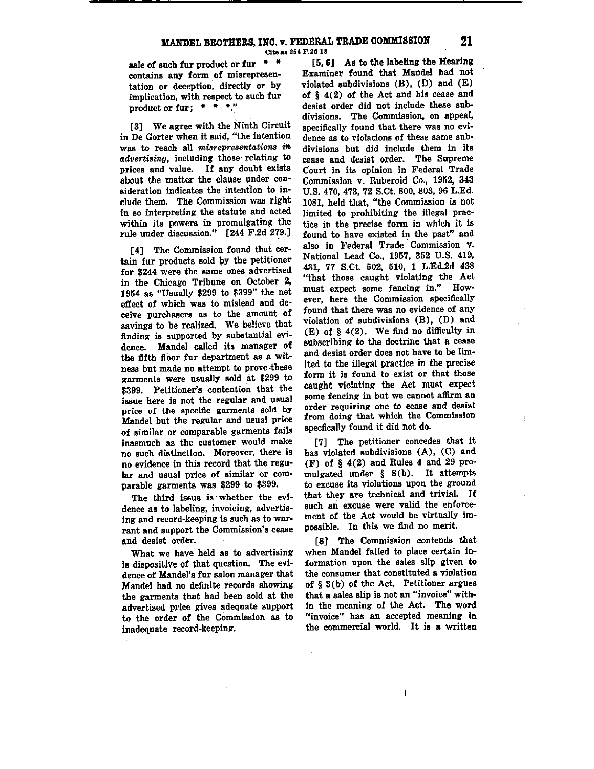sale of such fur product or fur \* \* contains any form of misrepresentation or deception, directly or by implication, with respect to such fur product or fur; \* \* \*."

[3] We agree with the Ninth Circuit in De Gorter when it said, "the intention was to reach all *misrepresentations in advertising*, including those relating to prices and value. If any doubt exists about the matter the clause under consideration indicates the intention to include them. The Commission was right in so interpreting the statute and acted within its powers in promulgating the rule under discussion." [244 F.2d 279.]

[4] The Commission found that certain fur products sold by the petitioner for $244 were the same ones advertised in the Chicago Tribune on October 2, 1954 as "Usually $299 to $399" the net effect of which was to mislead and deceive purchasers as to the amount of savings to be realized. We believe that finding is supported by substantial evidence. Mandel called its manager of the fifth floor fur department as a witness but made no attempt to prove these garments were usually sold at $299 to $399. Petitioner's contention that the issue here is not the regular and usual price of the specific garments sold by Mandel but the regular and usual price of similar or comparable garments fails inasmuch as the customer would make no such distinction. Moreover, there is no evidence in this record that the regular and usual price of similar or comparable garments was $299 to $399.

The third issue is whether the evidence as to labeling, invoicing, advertising and record-keeping is such as to warrant and support the Commission's cease and desist order.

What we have held as to advertising is dispositive of that question. The evidence of Mandel's fur salon manager that Mandel had no definite records showing the garments that had been sold at the advertised price gives adequate support to the order of the Commission as to inadequate record-keeping.

[5, 6] As to the labeling the Hearing Examiner found that Mandel had not violated subdivisions (B), (D) and (E) of § 4(2) of the Act and his cease and desist order did not include these subdivisions. The Commission, on appeal, specifically found that there was no evidence as to violations of these same subdivisions but did include them in its cease and desist order. The Supreme Court in its opinion in Federal Trade Commission v. Ruberoid Co., 1952, 343 U.S. 470, 473, 72 S.Ct. 800, 803, 96 L.Ed. 1081, held that, "the Commission is not limited to prohibiting the illegal practice in the precise form in which it is found to have existed in the past" and also in Federal Trade Commission v. National Lead Co., 1957, 352 U.S. 419, 431, 77 S.Ct. 502, 510, 1 L.Ed.2d 438 "that those caught violating the Act must expect some fencing in." However, here the Commission specifically found that there was no evidence of any violation of subdivisions (B), (D) and (E) of § 4(2). We find no difficulty in subscribing to the doctrine that a cease and desist order does not have to be limited to the illegal practice in the precise form it is found to exist or that those caught violating the Act must expect some fencing in but we cannot affirm an order requiring one to cease and desist from doing that which the Commission specfically found it did not do.

[7] The petitioner concedes that it has violated subdivisions (A), (C) and (F) of § 4(2) and Rules 4 and 29 promulgated under § 8(b). It attempts to excuse its violations upon the ground that they are technical and trivial. If such an excuse were valid the enforcement of the Act would be virtually impossible. In this we find no merit.

[8] The Commission contends that when Mandel failed to place certain information upon the sales slip given to the consumer that constituted a violation of § 3(b) of the Act. Petitioner argues that a sales slip is not an "invoice" within the meaning of the Act. The word "invoice" has an accepted meaning in the commercial world. It is a written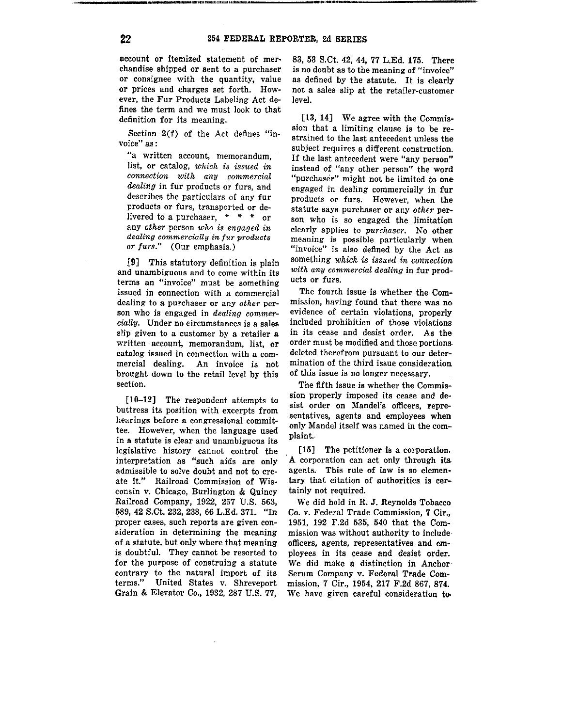account or itemized statement of merchandise shipped or sent to a purchaser or consignee with the quantity, value or prices and charges set forth. However, the Fur Products Labeling Act defines the term and we must look to that definition for its meaning.

Section 2(f) of the Act defines "invoice" as:

> "a written account, memorandum, list, or catalog, *which is issued in connection with any commercial dealing* in fur products or furs, and describes the particulars of any fur products or furs, transported or delivered to a purchaser, * * * or any *other* person *who is engaged in dealing commercially in fur products or furs.*" (Our emphasis.)

[9] This statutory definition is plain and unambiguous and to come within its terms an "invoice" must be something issued in connection with a commercial dealing to a purchaser or any *other* person who is engaged in *dealing commercially*. Under no circumstances is a sales slip given to a customer by a retailer a written account, memorandum, list, or catalog issued in connection with a commercial dealing. An invoice is not brought down to the retail level by this section.

[10–12] The respondent attempts to buttress its position with excerpts from hearings before a congressional committee. However, when the language used in a statute is clear and unambiguous its legislative history cannot control the interpretation as "such aids are only admissible to solve doubt and not to create it." Railroad Commission of Wisconsin v. Chicago, Burlington & Quincy Railroad Company, 1922, 257 U.S. 563, 589, 42 S.Ct. 232, 238, 66 L.Ed. 371. "In proper cases, such reports are given consideration in determining the meaning of a statute, but only where that meaning is doubtful. They cannot be resorted to for the purpose of construing a statute contrary to the natural import of its terms." United States v. Shreveport Grain & Elevator Co., 1932, 287 U.S. 77, 83, 53 S.Ct. 42, 44, 77 L.Ed. 175. There is no doubt as to the meaning of "invoice" as defined by the statute. It is clearly not a sales slip at the retailer-customer level.

[13, 14] We agree with the Commission that a limiting clause is to be restrained to the last antecedent unless the subject requires a different construction. If the last antecedent were "any person" instead of "any other person" the word "purchaser" might not be limited to one engaged in dealing commercially in fur products or furs. However, when the statute says purchaser or any *other* person who is so engaged the limitation clearly applies to *purchaser*. No other meaning is possible particularly when "invoice" is also defined by the Act as something *which is issued in connection with any commercial dealing* in fur products or furs.

The fourth issue is whether the Commission, having found that there was no evidence of certain violations, properly included prohibition of those violations in its cease and desist order. As the order must be modified and those portions deleted therefrom pursuant to our determination of the third issue consideration of this issue is no longer necessary.

The fifth issue is whether the Commission properly imposed its cease and desist order on Mandel's officers, representatives, agents and employees when only Mandel itself was named in the complaint.

[15] The petitioner is a corporation. A corporation can act only through its agents. This rule of law is so elementary that citation of authorities is certainly not required.

We did hold in R. J. Reynolds Tobacco Co. v. Federal Trade Commission, 7 Cir., 1951, 192 F.2d 535, 540 that the Commission was without authority to include officers, agents, representatives and employees in its cease and desist order. We did make a distinction in Anchor Serum Company v. Federal Trade Commission, 7 Cir., 1954, 217 F.2d 867, 874. We have given careful consideration to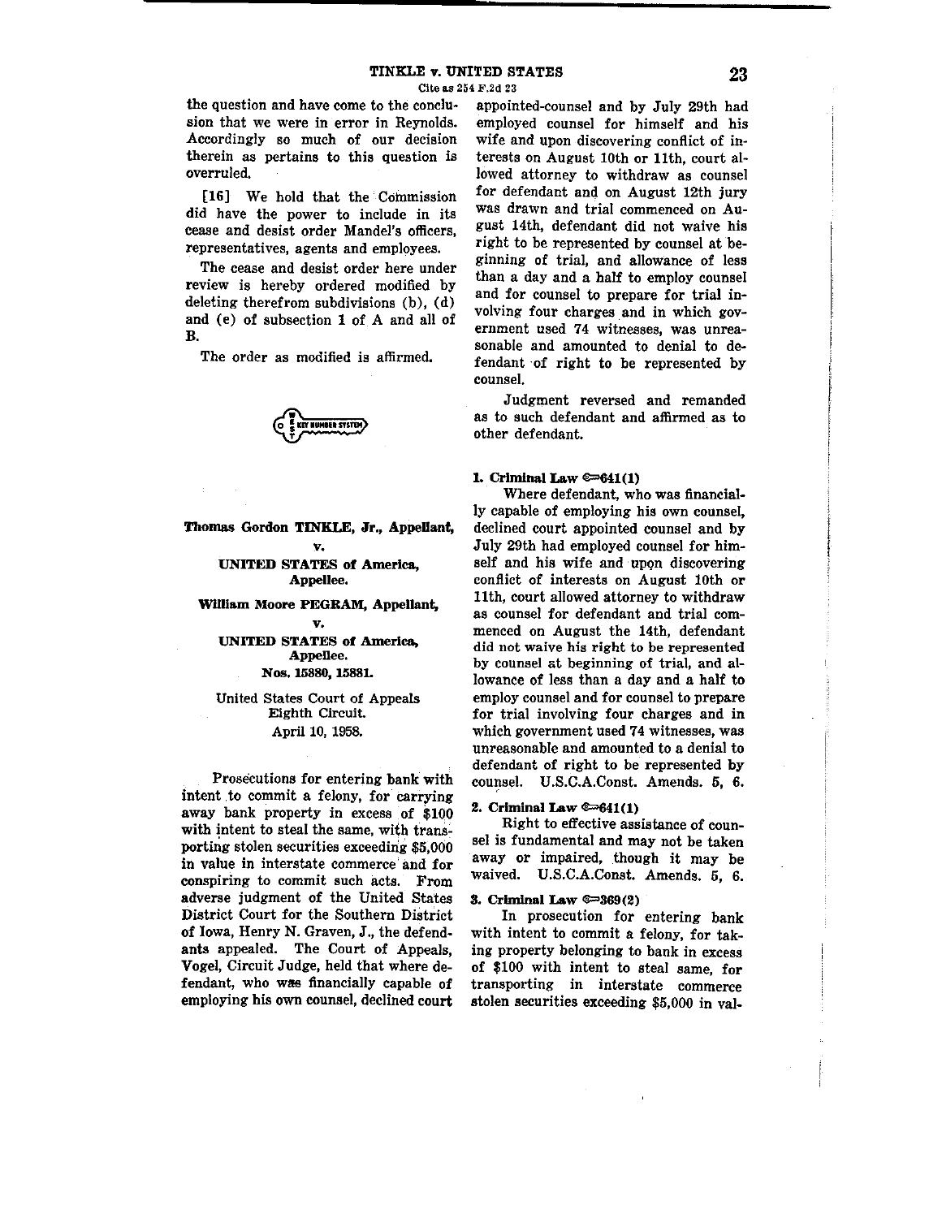the question and have come to the conclusion that we were in error in Reynolds. Accordingly so much of our decision therein as pertains to this question is overruled.

[16] We hold that the Commission did have the power to include in its cease and desist order Mandel's officers, representatives, agents and employees.

The cease and desist order here under review is hereby ordered modified by deleting therefrom subdivisions (b), (d) and (e) of subsection 1 of A and all of B.

The order as modified is affirmed.

**Thomas Gordon TINKLE, Jr., Appellant,**

**v.**

**UNITED STATES of America, Appellee.**

**William Moore PEGRAM, Appellant,**

**v.**

**UNITED STATES of America, Appellee.**

**Nos. 15880, 15881.**

United States Court of Appeals
Eighth Circuit.
April 10, 1958.

Prosecutions for entering bank with intent to commit a felony, for carrying away bank property in excess of $100 with intent to steal the same, with transporting stolen securities exceeding $5,000 in value in interstate commerce and for conspiring to commit such acts. From adverse judgment of the United States District Court for the Southern District of Iowa, Henry N. Graven, J., the defendants appealed. The Court of Appeals, Vogel, Circuit Judge, held that where defendant, who was financially capable of employing his own counsel, declined court appointed-counsel and by July 29th had employed counsel for himself and his wife and upon discovering conflict of interests on August 10th or 11th, court allowed attorney to withdraw as counsel for defendant and on August 12th jury was drawn and trial commenced on August 14th, defendant did not waive his right to be represented by counsel at beginning of trial, and allowance of less than a day and a half to employ counsel and for counsel to prepare for trial involving four charges and in which government used 74 witnesses, was unreasonable and amounted to denial to defendant of right to be represented by counsel.

Judgment reversed and remanded as to such defendant and affirmed as to other defendant.

**1. Criminal Law ⊖641(1)**

Where defendant, who was financially capable of employing his own counsel, declined court appointed counsel and by July 29th had employed counsel for himself and his wife and upon discovering conflict of interests on August 10th or 11th, court allowed attorney to withdraw as counsel for defendant and trial commenced on August the 14th, defendant did not waive his right to be represented by counsel at beginning of trial, and allowance of less than a day and a half to employ counsel and for counsel to prepare for trial involving four charges and in which government used 74 witnesses, was unreasonable and amounted to a denial to defendant of right to be represented by counsel. U.S.C.A.Const. Amends. 5, 6.

**2. Criminal Law ⊖641(1)**

Right to effective assistance of counsel is fundamental and may not be taken away or impaired, though it may be waived. U.S.C.A.Const. Amends. 5, 6.

**3. Criminal Law ⊖369(2)**

In prosecution for entering bank with intent to commit a felony, for taking property belonging to bank in excess of $100 with intent to steal same, for transporting in interstate commerce stolen securities exceeding $5,000 in val-